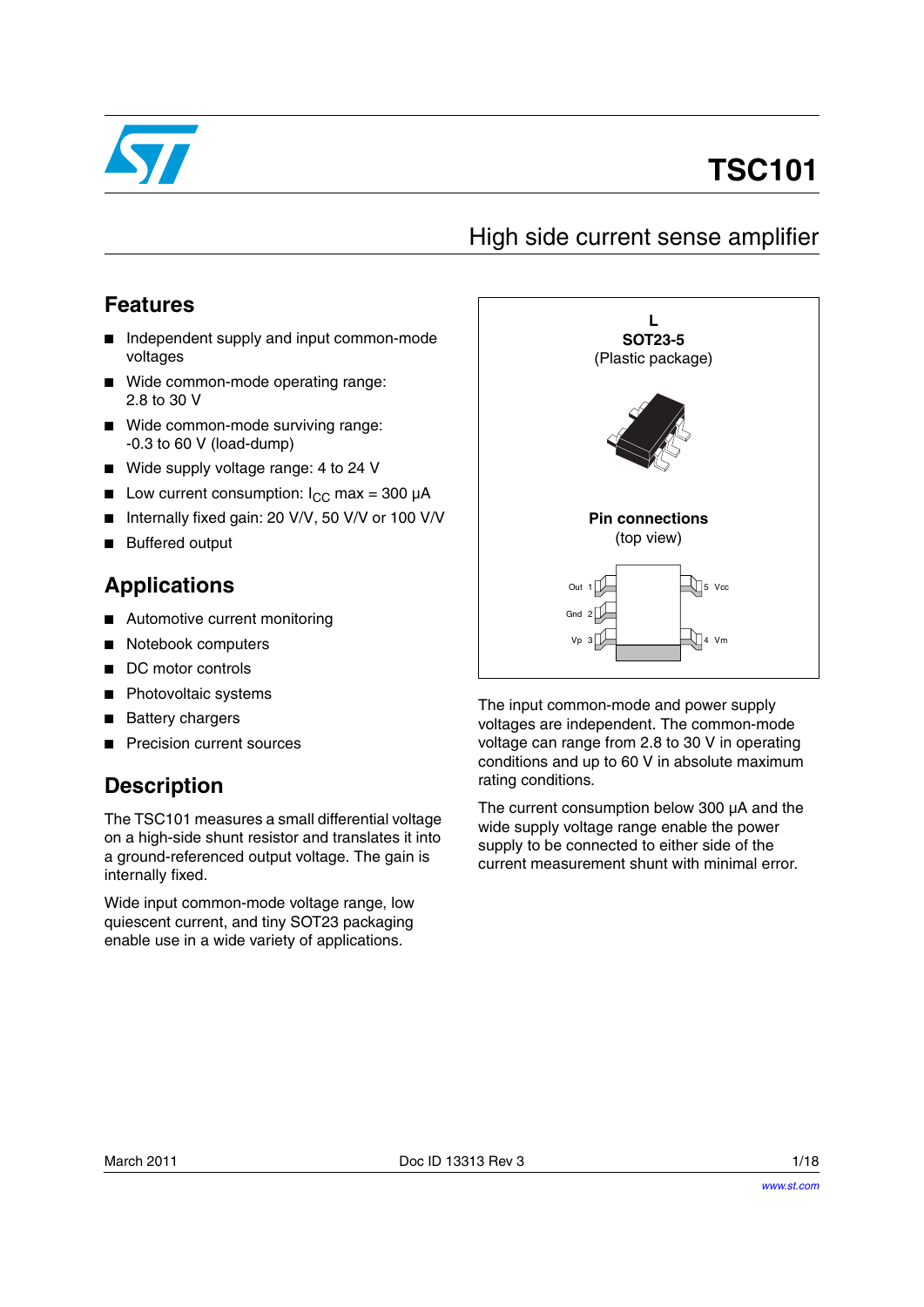# TSC101

## High side current sense amplifier

### Features

- Independent supply and input common-mode voltages
- Wide common-mode operating range: 2.8 to 30 V
- Wide common-mode surviving range: -0.3 to 60 V (load-dump)
- Wide supply voltage range: 4 to 24 V
- Low current consumption: $I_{CC}$ max = 300 µA
- Internally fixed gain: 20 V/V, 50 V/V or 100 V/V
- Buffered output

### Applications

- Automotive current monitoring
- Notebook computers
- DC motor controls
- Photovoltaic systems
- Battery chargers
- Precision current sources

### Description

The TSC101 measures a small differential voltage on a high-side shunt resistor and translates it into a ground-referenced output voltage. The gain is internally fixed.

Wide input common-mode voltage range, low quiescent current, and tiny SOT23 packaging enable use in a wide variety of applications.

**L**
**SOT23-5**
(Plastic package)

**Pin connections**
(top view)

Out 1 — 5 Vcc
Gnd 2
Vp 3 — 4 Vm

The input common-mode and power supply voltages are independent. The common-mode voltage can range from 2.8 to 30 V in operating conditions and up to 60 V in absolute maximum rating conditions.

The current consumption below 300 µA and the wide supply voltage range enable the power supply to be connected to either side of the current measurement shunt with minimal error.

March 2011 Doc ID 13313 Rev 3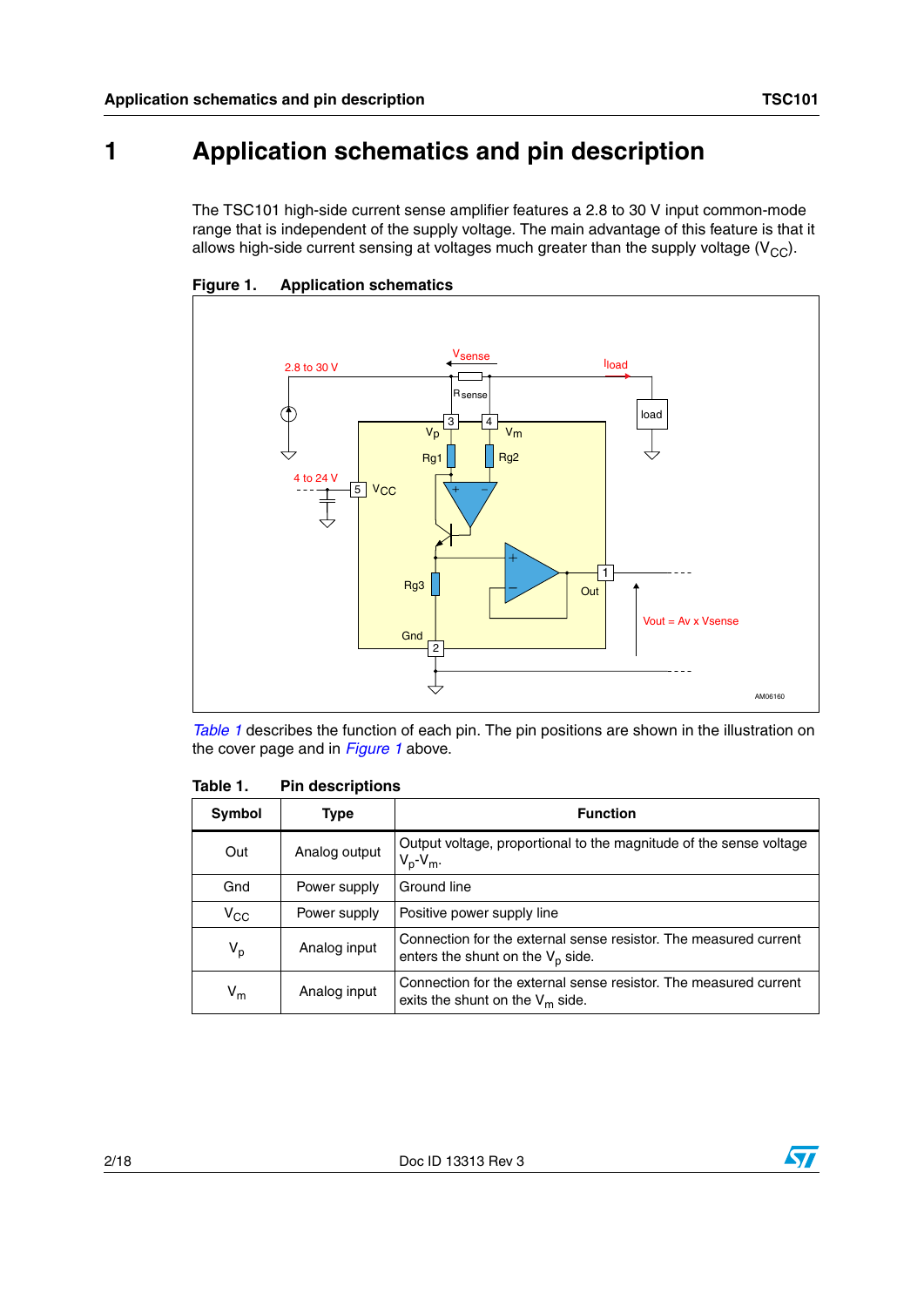# 1 Application schematics and pin description

The TSC101 high-side current sense amplifier features a 2.8 to 30 V input common-mode range that is independent of the supply voltage. The main advantage of this feature is that it allows high-side current sensing at voltages much greater than the supply voltage ($V_{CC}$).

**Figure 1. Application schematics**

*Table 1* describes the function of each pin. The pin positions are shown in the illustration on the cover page and in *Figure 1* above.

**Table 1. Pin descriptions**

| Symbol | Type | Function |
|---|---|---|
| Out | Analog output | Output voltage, proportional to the magnitude of the sense voltage $V_p$-$V_m$. |
| Gnd | Power supply | Ground line |
| $V_{CC}$ | Power supply | Positive power supply line |
| $V_p$ | Analog input | Connection for the external sense resistor. The measured current enters the shunt on the $V_p$ side. |
| $V_m$ | Analog input | Connection for the external sense resistor. The measured current exits the shunt on the $V_m$ side. |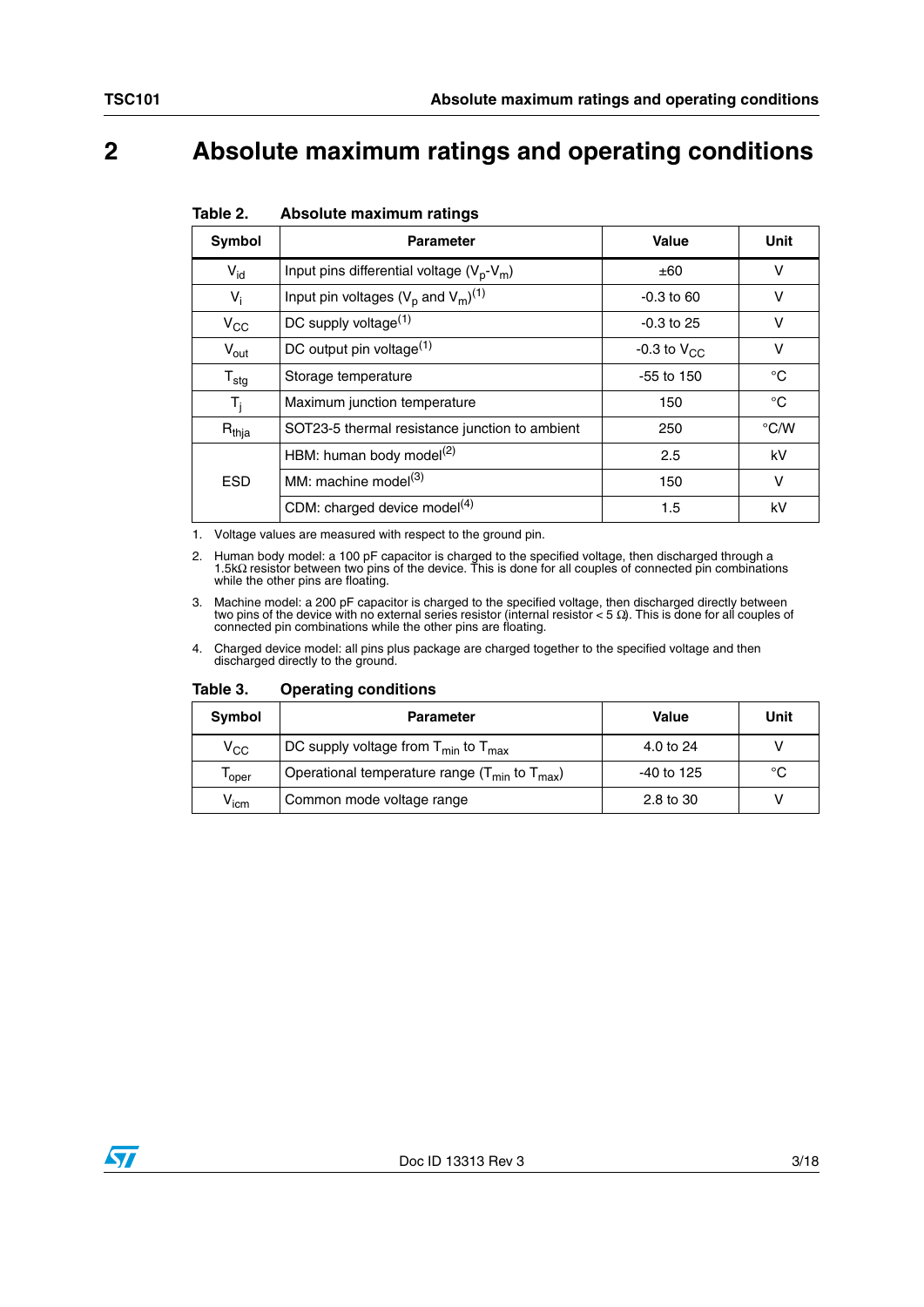# 2 Absolute maximum ratings and operating conditions

**Table 2. Absolute maximum ratings**

| Symbol | Parameter | Value | Unit |
|---|---|---|---|
| $V_{id}$ | Input pins differential voltage ($V_p$-$V_m$) | ±60 | V |
| $V_i$ | Input pin voltages ($V_p$ and $V_m$)[(1)] | -0.3 to 60 | V |
| $V_{CC}$ | DC supply voltage[(1)] | -0.3 to 25 | V |
| $V_{out}$ | DC output pin voltage[(1)] | -0.3 to $V_{CC}$ | V |
| $T_{stg}$ | Storage temperature | -55 to 150 | °C |
| $T_j$ | Maximum junction temperature | 150 | °C |
| $R_{thja}$ | SOT23-5 thermal resistance junction to ambient | 250 | °C/W |
| ESD | HBM: human body model[(2)] | 2.5 | kV |
| | MM: machine model[(3)] | 150 | V |
| | CDM: charged device model[(4)] | 1.5 | kV |

1. Voltage values are measured with respect to the ground pin.
2. Human body model: a 100 pF capacitor is charged to the specified voltage, then discharged through a 1.5kΩ resistor between two pins of the device. This is done for all couples of connected pin combinations while the other pins are floating.
3. Machine model: a 200 pF capacitor is charged to the specified voltage, then discharged directly between two pins of the device with no external series resistor (internal resistor < 5 Ω). This is done for all couples of connected pin combinations while the other pins are floating.
4. Charged device model: all pins plus package are charged together to the specified voltage and then discharged directly to the ground.

**Table 3. Operating conditions**

| Symbol | Parameter | Value | Unit |
|---|---|---|---|
| $V_{CC}$ | DC supply voltage from $T_{min}$ to $T_{max}$ | 4.0 to 24 | V |
| $T_{oper}$ | Operational temperature range ($T_{min}$ to $T_{max}$) | -40 to 125 | °C |
| $V_{icm}$ | Common mode voltage range | 2.8 to 30 | V |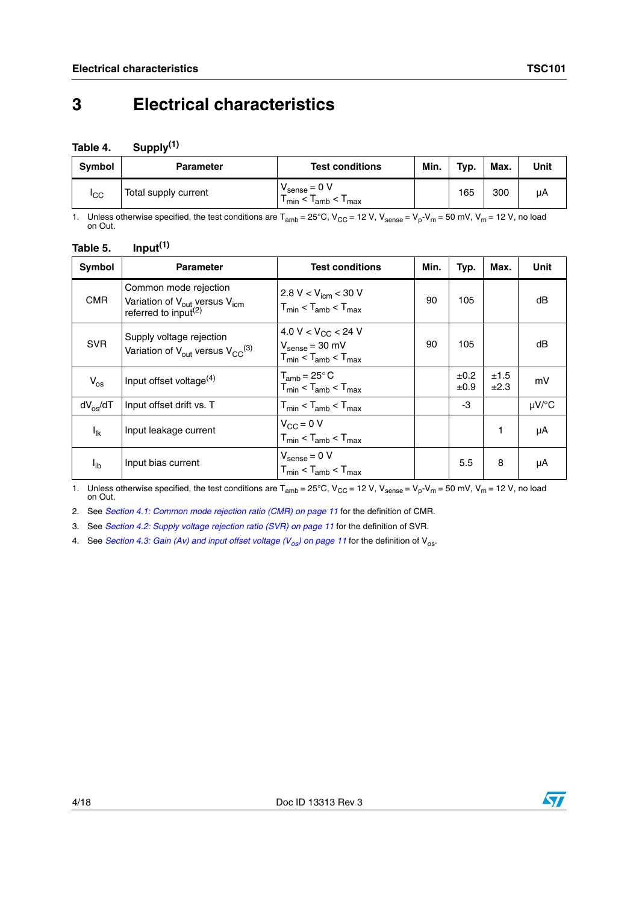# 3 Electrical characteristics

**Table 4. Supply[(1)]**

| Symbol | Parameter | Test conditions | Min. | Typ. | Max. | Unit |
|---|---|---|---|---|---|---|
| $I_{CC}$ | Total supply current | $V_{sense}$ = 0 V<br>$T_{min} < T_{amb} < T_{max}$ | | 165 | 300 | µA |

1. Unless otherwise specified, the test conditions are $T_{amb}$ = 25°C, $V_{CC}$ = 12 V, $V_{sense}$ = $V_p$-$V_m$ = 50 mV, $V_m$ = 12 V, no load on Out.

**Table 5. Input[(1)]**

| Symbol | Parameter | Test conditions | Min. | Typ. | Max. | Unit |
|---|---|---|---|---|---|---|
| CMR | Common mode rejection<br>Variation of $V_{out}$ versus $V_{icm}$ referred to input[(2)] | 2.8 V < $V_{icm}$ < 30 V<br>$T_{min} < T_{amb} < T_{max}$ | 90 | 105 | | dB |
| SVR | Supply voltage rejection<br>Variation of $V_{out}$ versus $V_{CC}$[(3)] | 4.0 V < $V_{CC}$ < 24 V<br>$V_{sense}$ = 30 mV<br>$T_{min} < T_{amb} < T_{max}$ | 90 | 105 | | dB |
| $V_{os}$ | Input offset voltage[(4)] | $T_{amb}$ = 25° C<br>$T_{min} < T_{amb} < T_{max}$ | | ±0.2<br>±0.9 | ±1.5<br>±2.3 | mV |
| $dV_{os}/dT$ | Input offset drift vs. T | $T_{min} < T_{amb} < T_{max}$ | | -3 | | µV/°C |
| $I_{lk}$ | Input leakage current | $V_{CC}$ = 0 V<br>$T_{min} < T_{amb} < T_{max}$ | | | 1 | µA |
| $I_{ib}$ | Input bias current | $V_{sense}$ = 0 V<br>$T_{min} < T_{amb} < T_{max}$ | | 5.5 | 8 | µA |

1. Unless otherwise specified, the test conditions are $T_{amb}$ = 25°C, $V_{CC}$ = 12 V, $V_{sense}$ = $V_p$-$V_m$ = 50 mV, $V_m$ = 12 V, no load on Out.
2. See *Section 4.1: Common mode rejection ratio (CMR) on page 11* for the definition of CMR.
3. See *Section 4.2: Supply voltage rejection ratio (SVR) on page 11* for the definition of SVR.
4. See *Section 4.3: Gain (Av) and input offset voltage ($V_{os}$) on page 11* for the definition of $V_{os}$.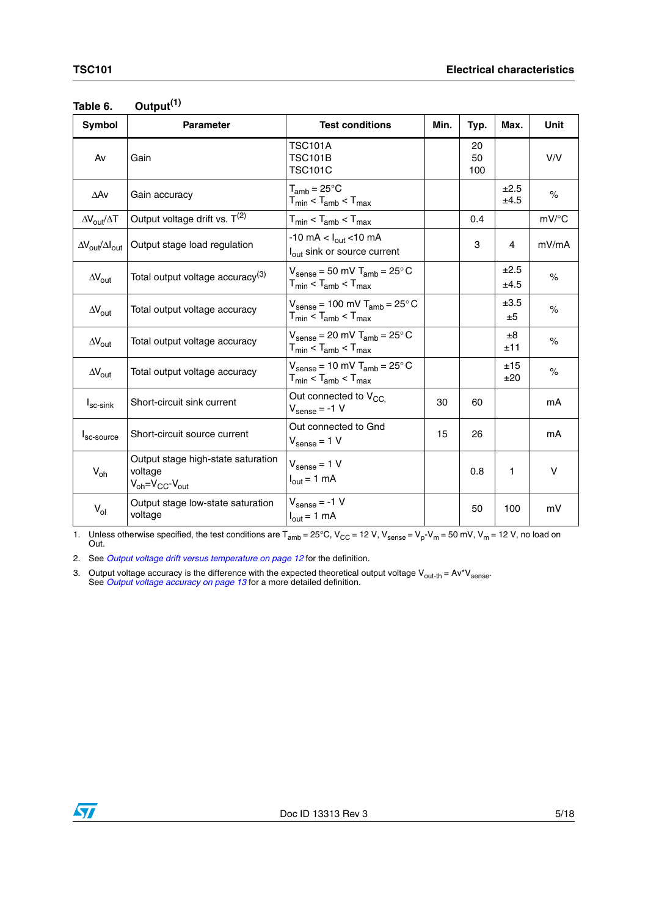Table 6. Output[1]

| Symbol | Parameter | Test conditions | Min. | Typ. | Max. | Unit |
|---|---|---|---|---|---|---|
| Av | Gain | TSC101A<br>TSC101B<br>TSC101C | | 20<br>50<br>100 | | V/V |
| $\Delta Av$ | Gain accuracy | $T_{amb} = 25°C$<br>$T_{min} < T_{amb} < T_{max}$ | | | ±2.5<br>±4.5 | % |
| $\Delta V_{out}/\Delta T$ | Output voltage drift vs. T[2] | $T_{min} < T_{amb} < T_{max}$ | | 0.4 | | mV/°C |
| $\Delta V_{out}/\Delta I_{out}$ | Output stage load regulation | $-10\text{ mA} < I_{out} < 10\text{ mA}$<br>$I_{out}$ sink or source current | | 3 | 4 | mV/mA |
| $\Delta V_{out}$ | Total output voltage accuracy[3] | $V_{sense} = 50\text{ mV}$ $T_{amb} = 25°C$<br>$T_{min} < T_{amb} < T_{max}$ | | | ±2.5<br>±4.5 | % |
| $\Delta V_{out}$ | Total output voltage accuracy | $V_{sense} = 100\text{ mV}$ $T_{amb} = 25°C$<br>$T_{min} < T_{amb} < T_{max}$ | | | ±3.5<br>±5 | % |
| $\Delta V_{out}$ | Total output voltage accuracy | $V_{sense} = 20\text{ mV}$ $T_{amb} = 25°C$<br>$T_{min} < T_{amb} < T_{max}$ | | | ±8<br>±11 | % |
| $\Delta V_{out}$ | Total output voltage accuracy | $V_{sense} = 10\text{ mV}$ $T_{amb} = 25°C$<br>$T_{min} < T_{amb} < T_{max}$ | | | ±15<br>±20 | % |
| $I_{sc\text{-}sink}$ | Short-circuit sink current | Out connected to $V_{CC}$,<br>$V_{sense} = -1\text{ V}$ | 30 | 60 | | mA |
| $I_{sc\text{-}source}$ | Short-circuit source current | Out connected to Gnd<br>$V_{sense} = 1\text{ V}$ | 15 | 26 | | mA |
| $V_{oh}$ | Output stage high-state saturation voltage<br>$V_{oh}=V_{CC}-V_{out}$ | $V_{sense} = 1\text{ V}$<br>$I_{out} = 1\text{ mA}$ | | 0.8 | 1 | V |
| $V_{ol}$ | Output stage low-state saturation voltage | $V_{sense} = -1\text{ V}$<br>$I_{out} = 1\text{ mA}$ | | 50 | 100 | mV |

1. Unless otherwise specified, the test conditions are $T_{amb} = 25°C$, $V_{CC} = 12\text{ V}$, $V_{sense} = V_p\text{-}V_m = 50\text{ mV}$, $V_m = 12\text{ V}$, no load on Out.
2. See *Output voltage drift versus temperature on page 12* for the definition.
3. Output voltage accuracy is the difference with the expected theoretical output voltage $V_{out\text{-}th} = Av{*}V_{sense}$. See *Output voltage accuracy on page 13* for a more detailed definition.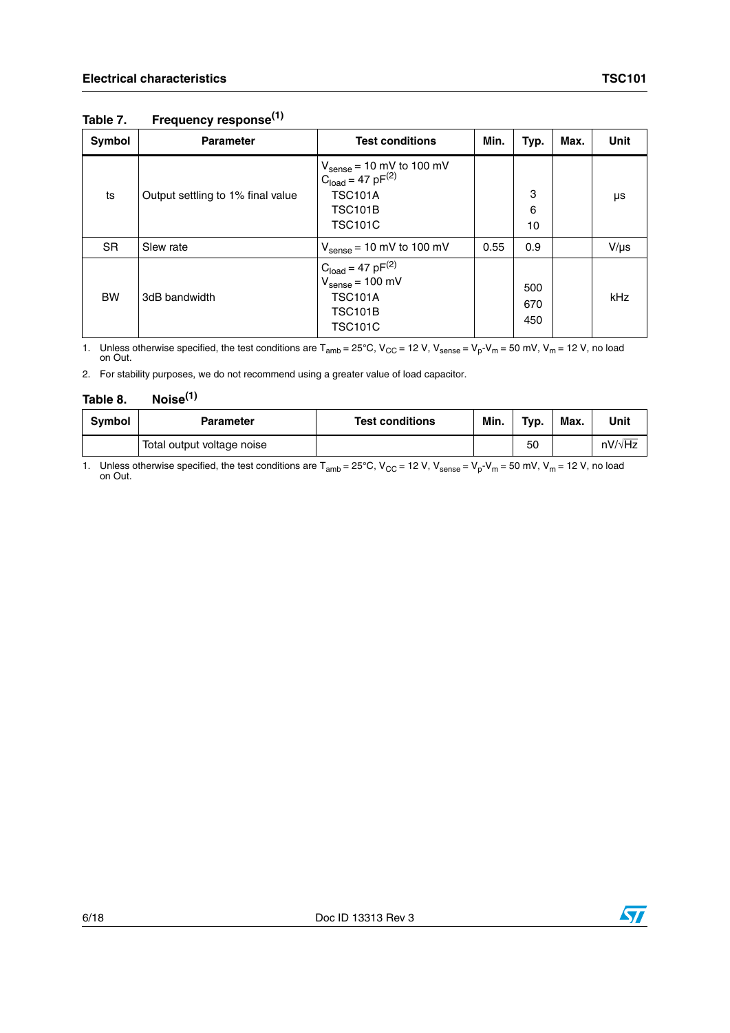Table 7. Frequency response[1]

| Symbol | Parameter | Test conditions | Min. | Typ. | Max. | Unit |
|---|---|---|---|---|---|---|
| ts | Output settling to 1% final value | $V_{sense}$ = 10 mV to 100 mV<br>$C_{load}$ = 47 pF[2]<br>TSC101A<br>TSC101B<br>TSC101C | | 3<br>6<br>10 | | µs |
| SR | Slew rate | $V_{sense}$ = 10 mV to 100 mV | 0.55 | 0.9 | | V/µs |
| BW | 3dB bandwidth | $C_{load}$ = 47 pF[2]<br>$V_{sense}$ = 100 mV<br>TSC101A<br>TSC101B<br>TSC101C | | 500<br>670<br>450 | | kHz |

1. Unless otherwise specified, the test conditions are $T_{amb}$ = 25°C, $V_{CC}$ = 12 V, $V_{sense}$ = $V_p$-$V_m$ = 50 mV, $V_m$ = 12 V, no load on Out.

2. For stability purposes, we do not recommend using a greater value of load capacitor.

Table 8. Noise[1]

| Symbol | Parameter | Test conditions | Min. | Typ. | Max. | Unit |
|---|---|---|---|---|---|---|
| | Total output voltage noise | | | 50 | | $nV/\sqrt{Hz}$ |

1. Unless otherwise specified, the test conditions are $T_{amb}$ = 25°C, $V_{CC}$ = 12 V, $V_{sense}$ = $V_p$-$V_m$ = 50 mV, $V_m$ = 12 V, no load on Out.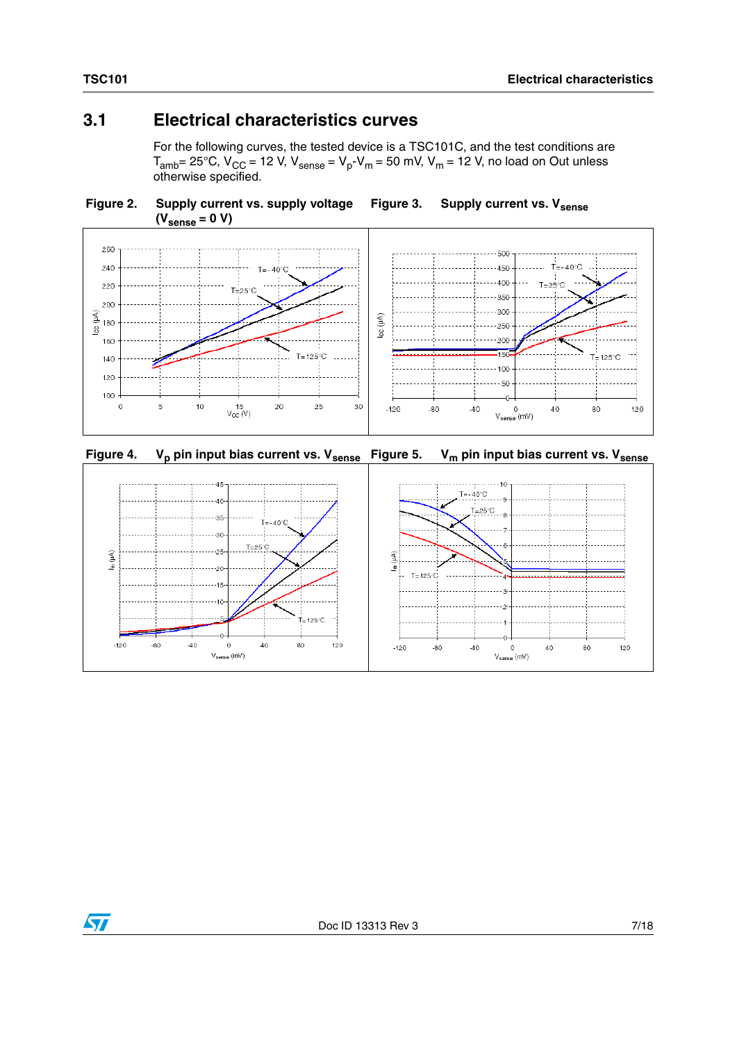## 3.1 Electrical characteristics curves

For the following curves, the tested device is a TSC101C, and the test conditions are $T_{amb}$= 25°C, $V_{CC}$ = 12 V, $V_{sense}$ = $V_p$-$V_m$ = 50 mV, $V_m$ = 12 V, no load on Out unless otherwise specified.

**Figure 2. Supply current vs. supply voltage ($V_{sense}$ = 0 V)**

**Figure 3. Supply current vs. $V_{sense}$**

**Figure 4. $V_p$ pin input bias current vs. $V_{sense}$**

**Figure 5. $V_m$ pin input bias current vs. $V_{sense}$**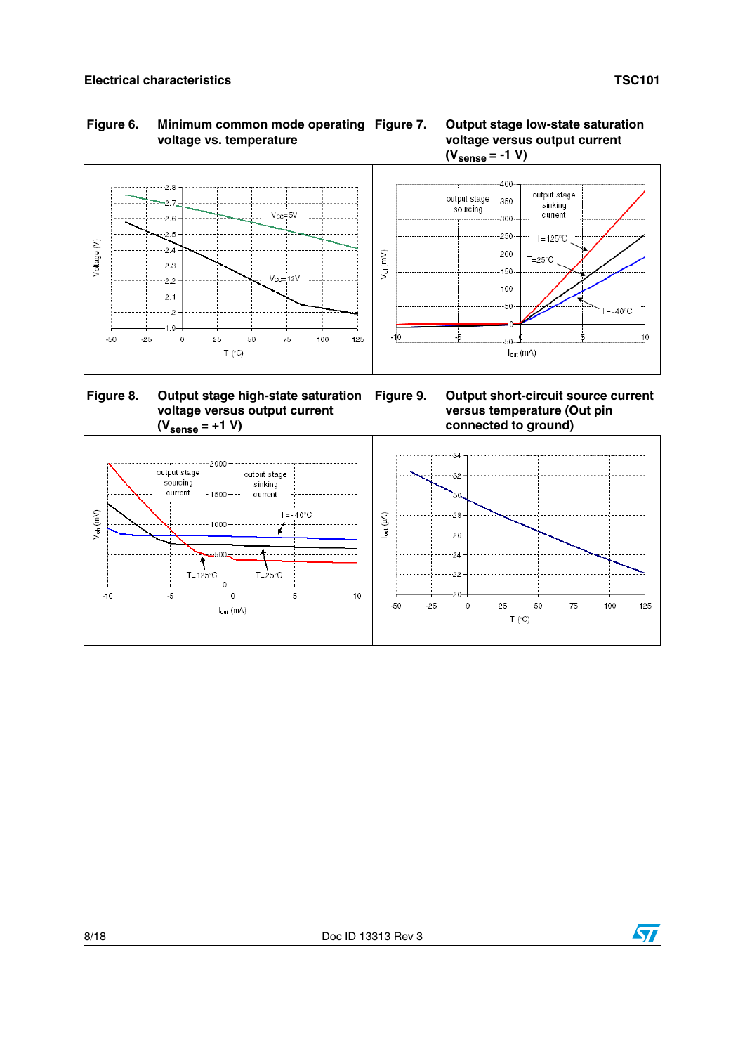**Figure 6. Minimum common mode operating voltage vs. temperature**

**Figure 7. Output stage low-state saturation voltage versus output current ($V_{sense}$ = -1 V)**

**Figure 8. Output stage high-state saturation voltage versus output current ($V_{sense}$ = +1 V)**

**Figure 9. Output short-circuit source current versus temperature (Out pin connected to ground)**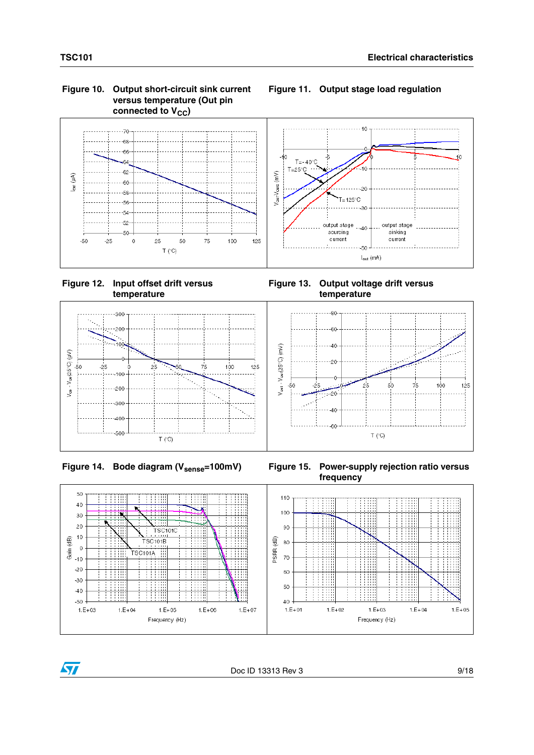**Figure 10. Output short-circuit sink current versus temperature (Out pin connected to $V_{CC}$)**

**Figure 11. Output stage load regulation**

**Figure 12. Input offset drift versus temperature**

**Figure 13. Output voltage drift versus temperature**

**Figure 14. Bode diagram ($V_{sense}$=100mV)**

**Figure 15. Power-supply rejection ratio versus frequency**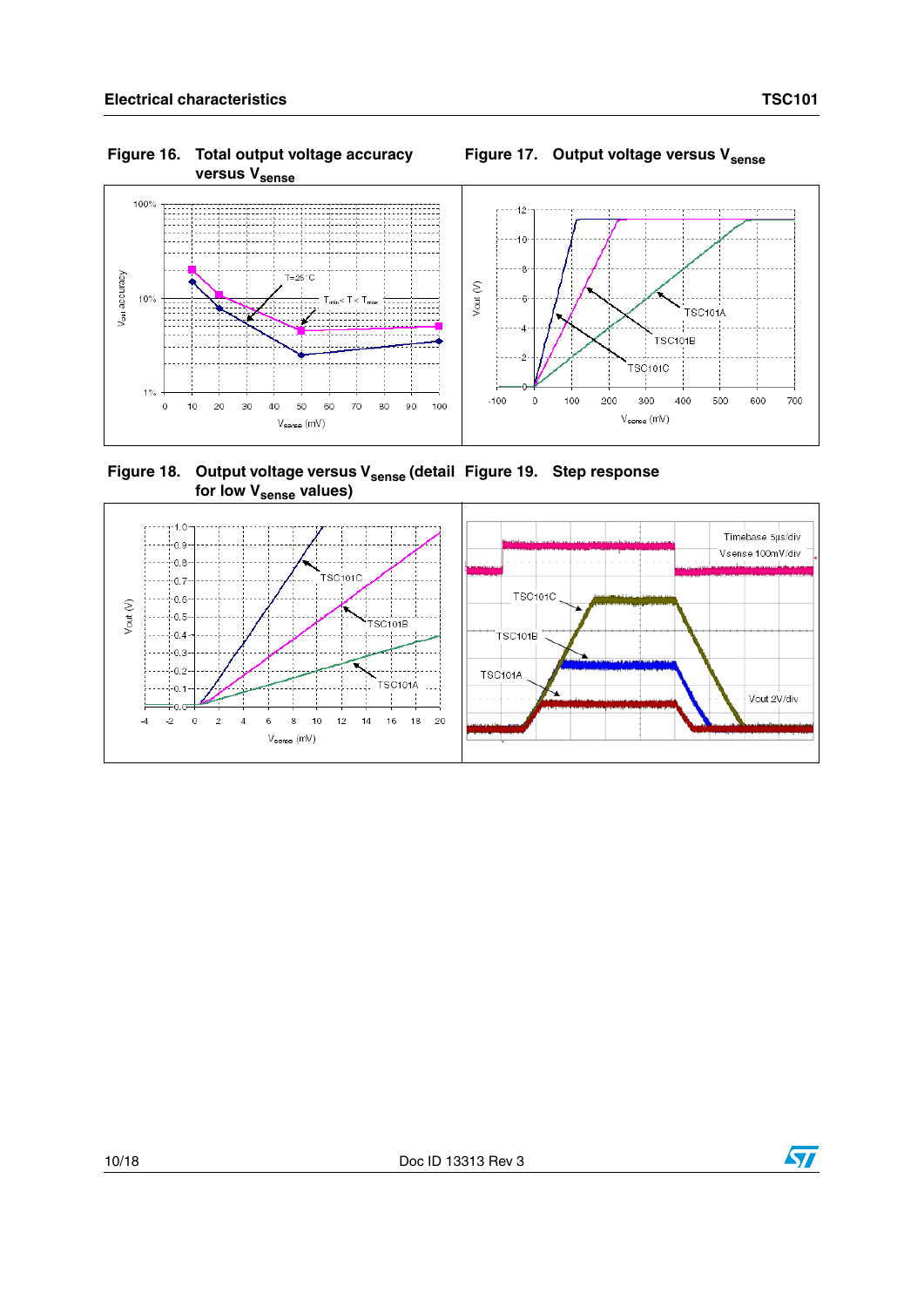**Figure 16. Total output voltage accuracy versus $V_{sense}$**

**Figure 17. Output voltage versus $V_{sense}$**

**Figure 18. Output voltage versus $V_{sense}$ (detail for low $V_{sense}$ values)**

**Figure 19. Step response**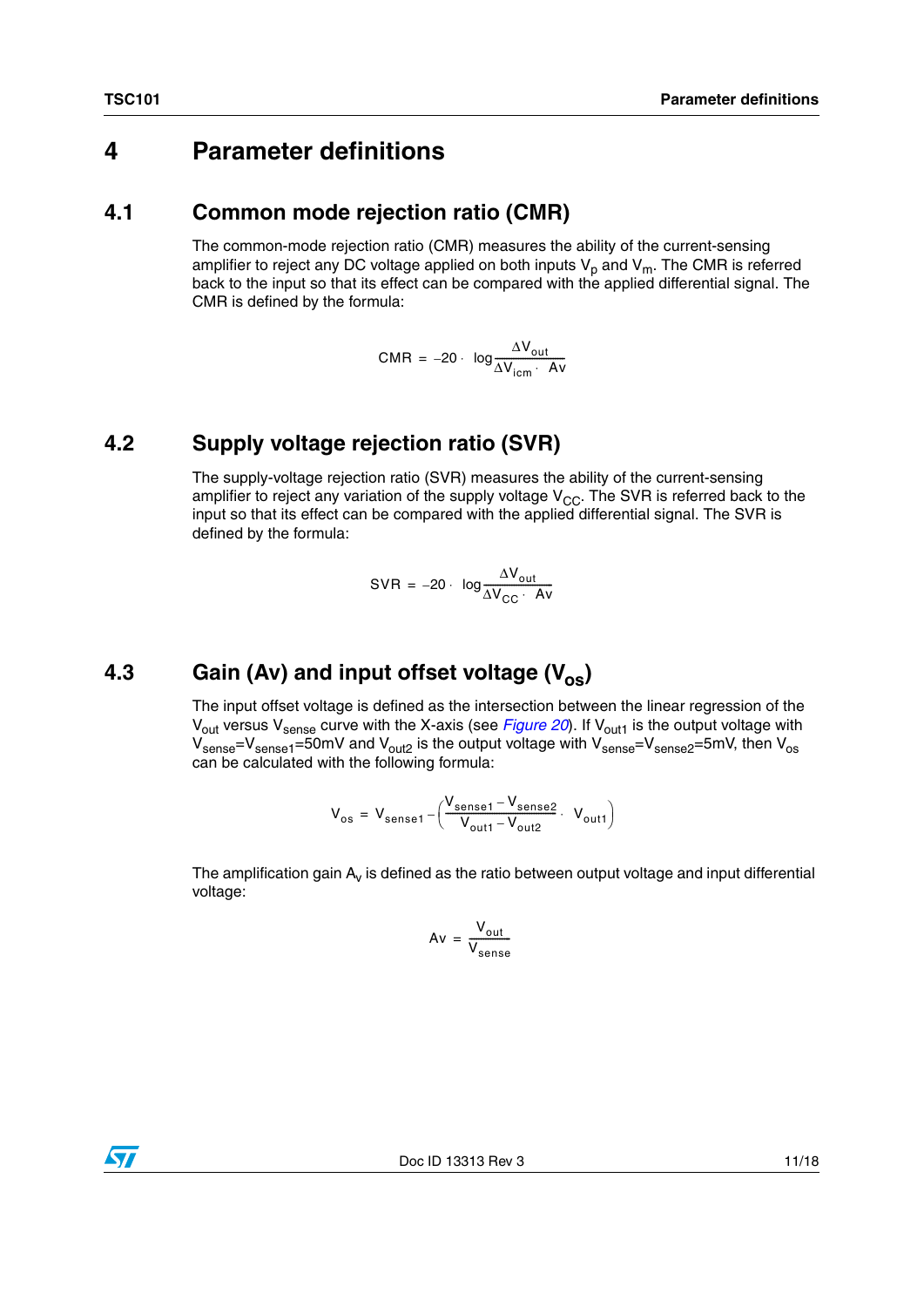# 4 Parameter definitions

## 4.1 Common mode rejection ratio (CMR)

The common-mode rejection ratio (CMR) measures the ability of the current-sensing amplifier to reject any DC voltage applied on both inputs $V_p$ and $V_m$. The CMR is referred back to the input so that its effect can be compared with the applied differential signal. The CMR is defined by the formula:

$$CMR = -20 \cdot \log \frac{\Delta V_{out}}{\Delta V_{icm} \cdot Av}$$

## 4.2 Supply voltage rejection ratio (SVR)

The supply-voltage rejection ratio (SVR) measures the ability of the current-sensing amplifier to reject any variation of the supply voltage $V_{CC}$. The SVR is referred back to the input so that its effect can be compared with the applied differential signal. The SVR is defined by the formula:

$$SVR = -20 \cdot \log \frac{\Delta V_{out}}{\Delta V_{CC} \cdot Av}$$

## 4.3 Gain (Av) and input offset voltage ($V_{os}$)

The input offset voltage is defined as the intersection between the linear regression of the $V_{out}$ versus $V_{sense}$ curve with the X-axis (see *Figure 20*). If $V_{out1}$ is the output voltage with $V_{sense}=V_{sense1}=50mV$ and $V_{out2}$ is the output voltage with $V_{sense}=V_{sense2}=5mV$, then $V_{os}$ can be calculated with the following formula:

$$V_{os} = V_{sense1} - \left( \frac{V_{sense1} - V_{sense2}}{V_{out1} - V_{out2}} \cdot V_{out1} \right)$$

The amplification gain $A_v$ is defined as the ratio between output voltage and input differential voltage:

$$Av = \frac{V_{out}}{V_{sense}}$$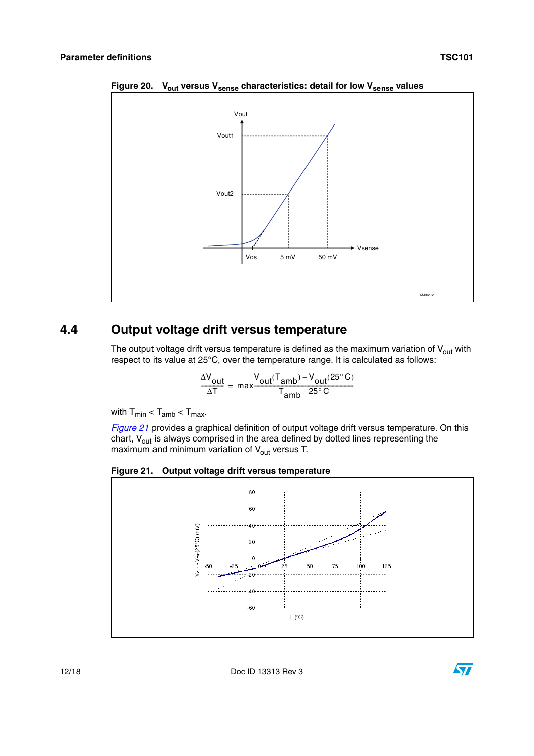**Figure 20. $V_{out}$ versus $V_{sense}$ characteristics: detail for low $V_{sense}$ values**

## 4.4 Output voltage drift versus temperature

The output voltage drift versus temperature is defined as the maximum variation of $V_{out}$ with respect to its value at 25°C, over the temperature range. It is calculated as follows:

$$\frac{\Delta V_{out}}{\Delta T} = \max \frac{V_{out}(T_{amb}) - V_{out}(25°C)}{T_{amb} - 25°C}$$

with $T_{min} < T_{amb} < T_{max}$.

*Figure 21* provides a graphical definition of output voltage drift versus temperature. On this chart, $V_{out}$ is always comprised in the area defined by dotted lines representing the maximum and minimum variation of $V_{out}$ versus T.

**Figure 21. Output voltage drift versus temperature**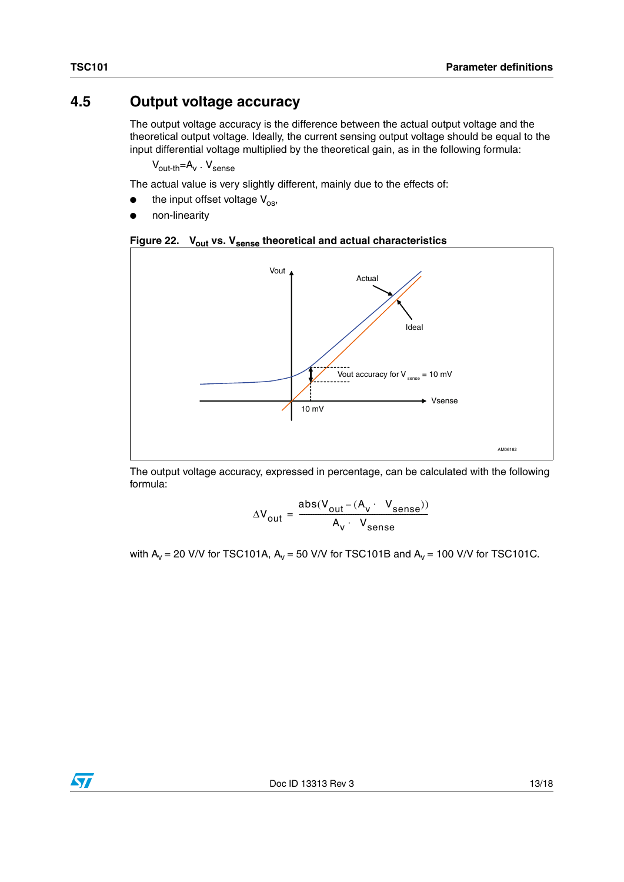## 4.5 Output voltage accuracy

The output voltage accuracy is the difference between the actual output voltage and the theoretical output voltage. Ideally, the current sensing output voltage should be equal to the input differential voltage multiplied by the theoretical gain, as in the following formula:

$V_{out\text{-}th} = A_v \cdot V_{sense}$

The actual value is very slightly different, mainly due to the effects of:

- the input offset voltage $V_{os}$,
- non-linearity

**Figure 22. $V_{out}$ vs. $V_{sense}$ theoretical and actual characteristics**

The output voltage accuracy, expressed in percentage, can be calculated with the following formula:

$$\Delta V_{out} = \frac{abs(V_{out} - (A_v \cdot V_{sense}))}{A_v \cdot V_{sense}}$$

with $A_v$ = 20 V/V for TSC101A, $A_v$ = 50 V/V for TSC101B and $A_v$ = 100 V/V for TSC101C.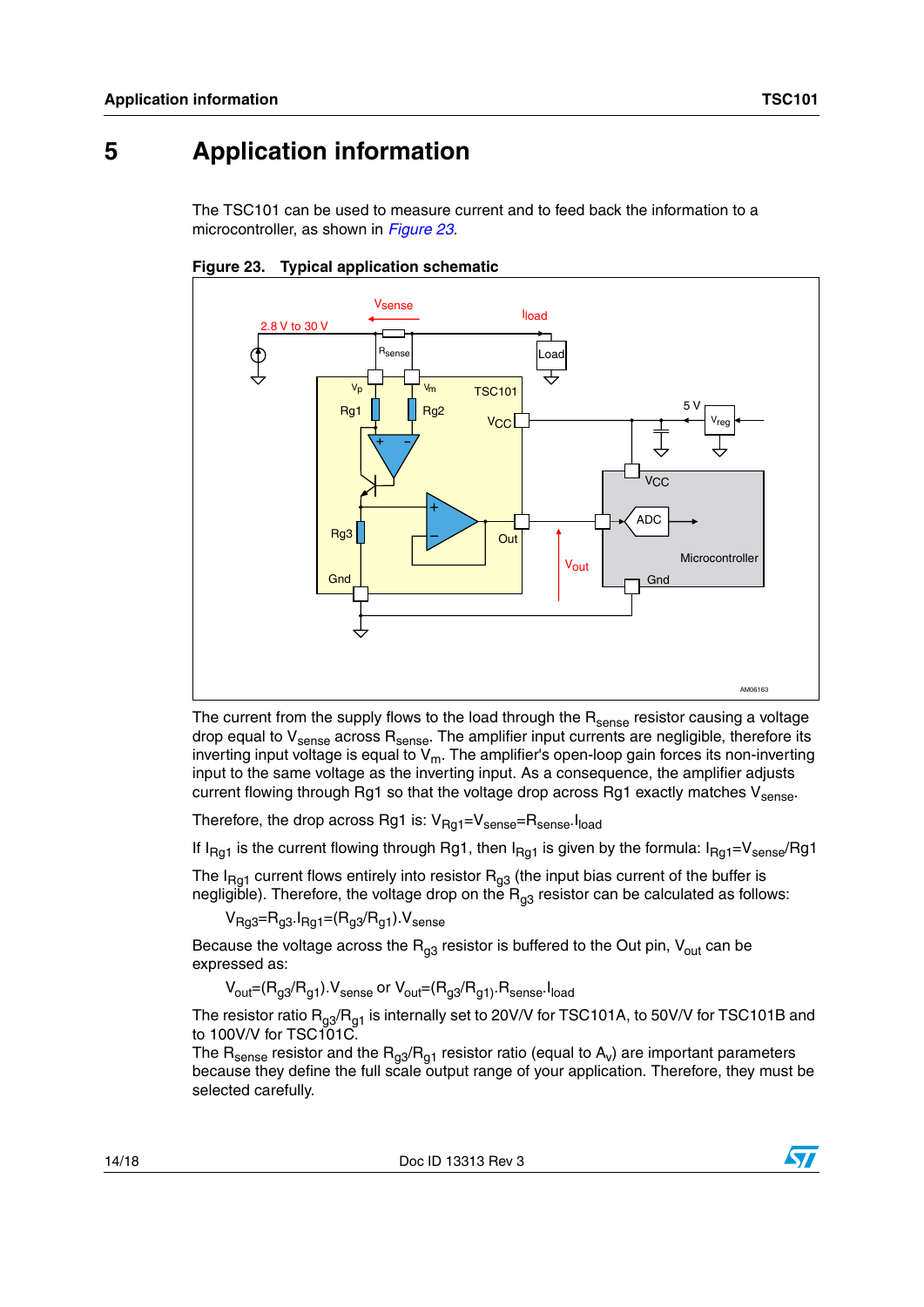# 5 Application information

The TSC101 can be used to measure current and to feed back the information to a microcontroller, as shown in *Figure 23*.

**Figure 23. Typical application schematic**

The current from the supply flows to the load through the $R_{sense}$ resistor causing a voltage drop equal to $V_{sense}$ across $R_{sense}$. The amplifier input currents are negligible, therefore its inverting input voltage is equal to $V_m$. The amplifier's open-loop gain forces its non-inverting input to the same voltage as the inverting input. As a consequence, the amplifier adjusts current flowing through Rg1 so that the voltage drop across Rg1 exactly matches $V_{sense}$.

Therefore, the drop across Rg1 is: $V_{Rg1}=V_{sense}=R_{sense}.I_{load}$

If $I_{Rg1}$ is the current flowing through Rg1, then $I_{Rg1}$ is given by the formula: $I_{Rg1}=V_{sense}/Rg1$

The $I_{Rg1}$ current flows entirely into resistor $R_{g3}$ (the input bias current of the buffer is negligible). Therefore, the voltage drop on the $R_{g3}$ resistor can be calculated as follows:

$$V_{Rg3}=R_{g3}.I_{Rg1}=(R_{g3}/R_{g1}).V_{sense}$$

Because the voltage across the $R_{g3}$ resistor is buffered to the Out pin, $V_{out}$ can be expressed as:

$$V_{out}=(R_{g3}/R_{g1}).V_{sense} \text{ or } V_{out}=(R_{g3}/R_{g1}).R_{sense}.I_{load}$$

The resistor ratio $R_{g3}/R_{g1}$ is internally set to 20V/V for TSC101A, to 50V/V for TSC101B and to 100V/V for TSC101C.
The $R_{sense}$ resistor and the $R_{g3}/R_{g1}$ resistor ratio (equal to $A_v$) are important parameters because they define the full scale output range of your application. Therefore, they must be selected carefully.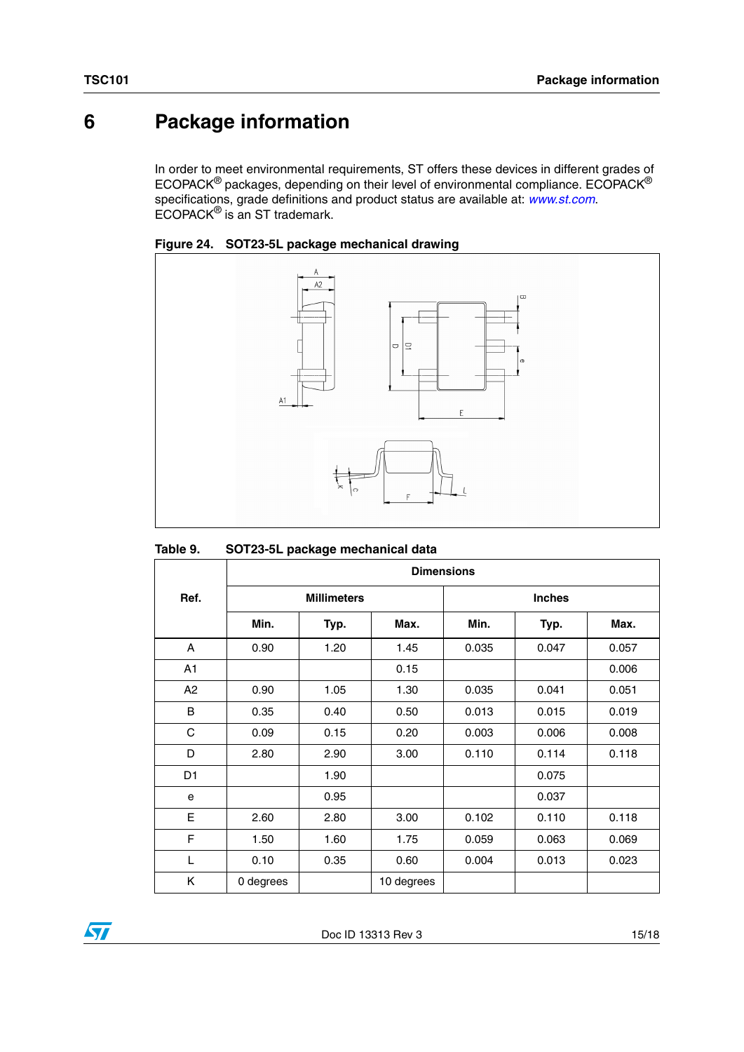# 6 Package information

In order to meet environmental requirements, ST offers these devices in different grades of ECOPACK® packages, depending on their level of environmental compliance. ECOPACK® specifications, grade definitions and product status are available at: *www.st.com*. ECOPACK® is an ST trademark.

**Figure 24. SOT23-5L package mechanical drawing**

**Table 9. SOT23-5L package mechanical data**

| Ref. | Dimensions | | | | | |
|---|---|---|---|---|---|---|
| | Millimeters | | | Inches | | |
| | Min. | Typ. | Max. | Min. | Typ. | Max. |
| A | 0.90 | 1.20 | 1.45 | 0.035 | 0.047 | 0.057 |
| A1 | | | 0.15 | | | 0.006 |
| A2 | 0.90 | 1.05 | 1.30 | 0.035 | 0.041 | 0.051 |
| B | 0.35 | 0.40 | 0.50 | 0.013 | 0.015 | 0.019 |
| C | 0.09 | 0.15 | 0.20 | 0.003 | 0.006 | 0.008 |
| D | 2.80 | 2.90 | 3.00 | 0.110 | 0.114 | 0.118 |
| D1 | | 1.90 | | | 0.075 | |
| e | | 0.95 | | | 0.037 | |
| E | 2.60 | 2.80 | 3.00 | 0.102 | 0.110 | 0.118 |
| F | 1.50 | 1.60 | 1.75 | 0.059 | 0.063 | 0.069 |
| L | 0.10 | 0.35 | 0.60 | 0.004 | 0.013 | 0.023 |
| K | 0 degrees | | 10 degrees | | | |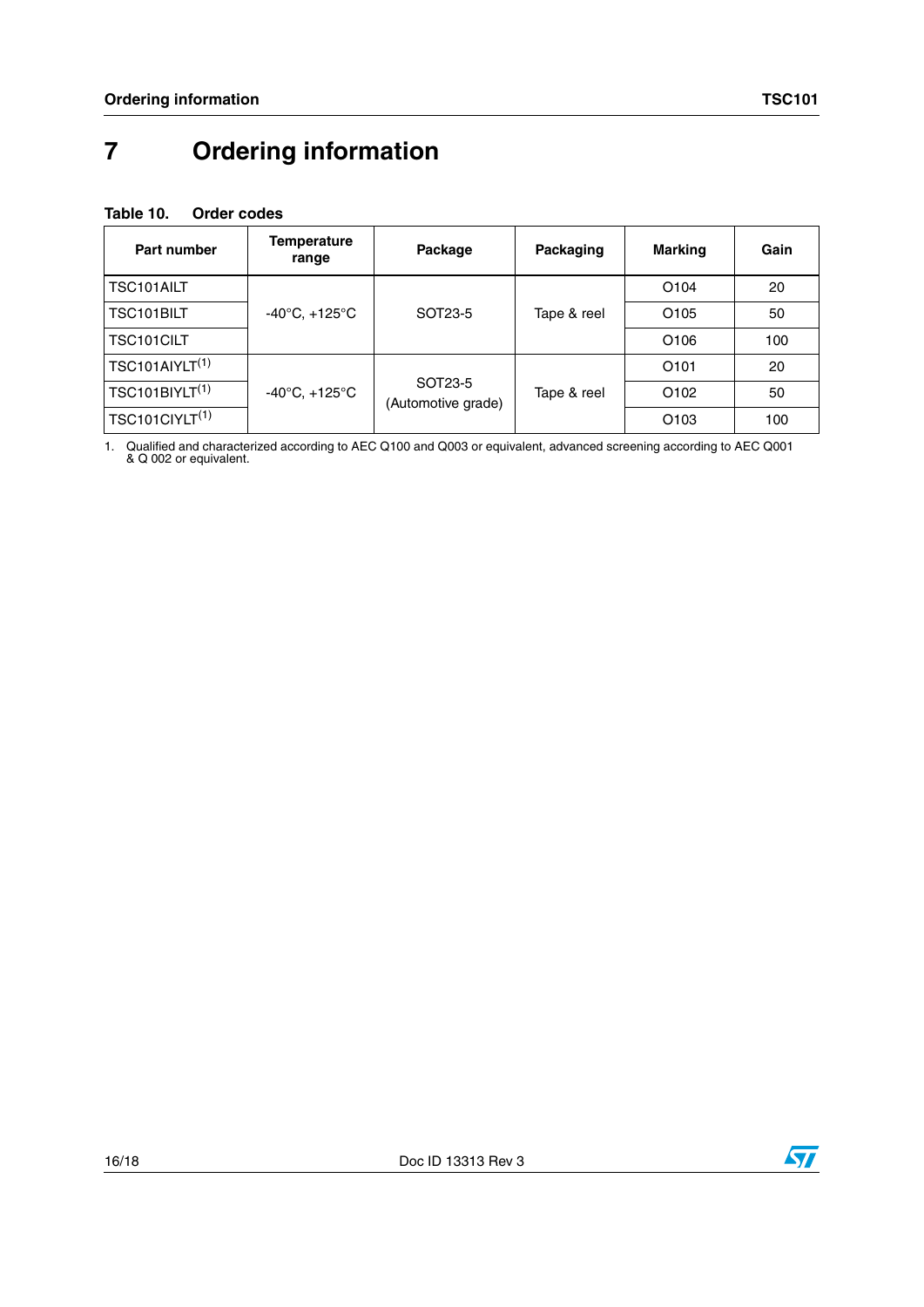# 7 Ordering information

**Table 10. Order codes**

| Part number | Temperature range | Package | Packaging | Marking | Gain |
|---|---|---|---|---|---|
| TSC101AILT | -40°C, +125°C | SOT23-5 | Tape & reel | O104 | 20 |
| TSC101BILT | | | | O105 | 50 |
| TSC101CILT | | | | O106 | 100 |
| TSC101AIYLT[(1)] | -40°C, +125°C | SOT23-5 (Automotive grade) | Tape & reel | O101 | 20 |
| TSC101BIYLT[(1)] | | | | O102 | 50 |
| TSC101CIYLT[(1)] | | | | O103 | 100 |

1. Qualified and characterized according to AEC Q100 and Q003 or equivalent, advanced screening according to AEC Q001 & Q 002 or equivalent.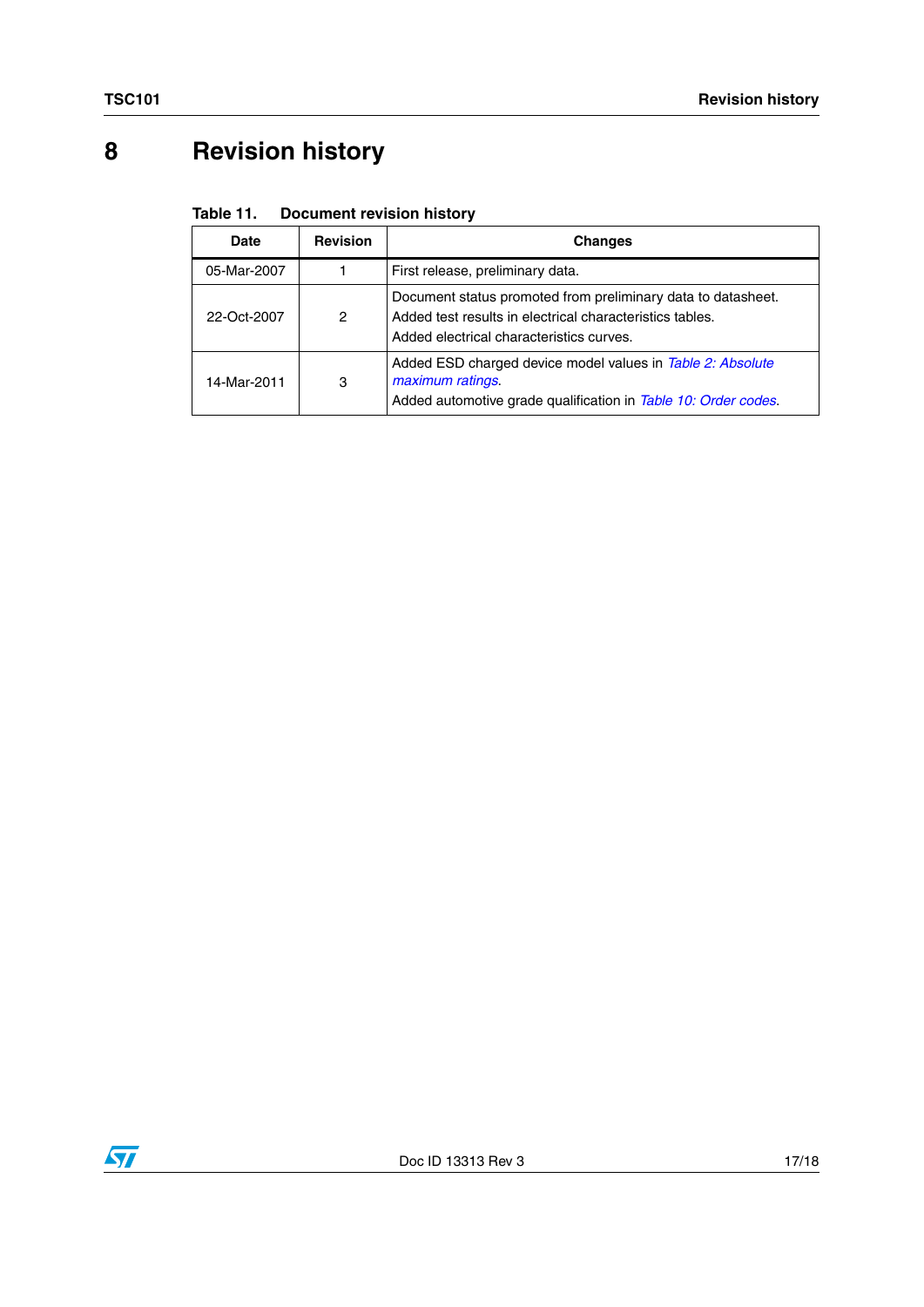# 8 Revision history

**Table 11. Document revision history**

| Date | Revision | Changes |
|---|---|---|
| 05-Mar-2007 | 1 | First release, preliminary data. |
| 22-Oct-2007 | 2 | Document status promoted from preliminary data to datasheet.<br>Added test results in electrical characteristics tables.<br>Added electrical characteristics curves. |
| 14-Mar-2011 | 3 | Added ESD charged device model values in *Table 2: Absolute maximum ratings*.<br>Added automotive grade qualification in *Table 10: Order codes*. |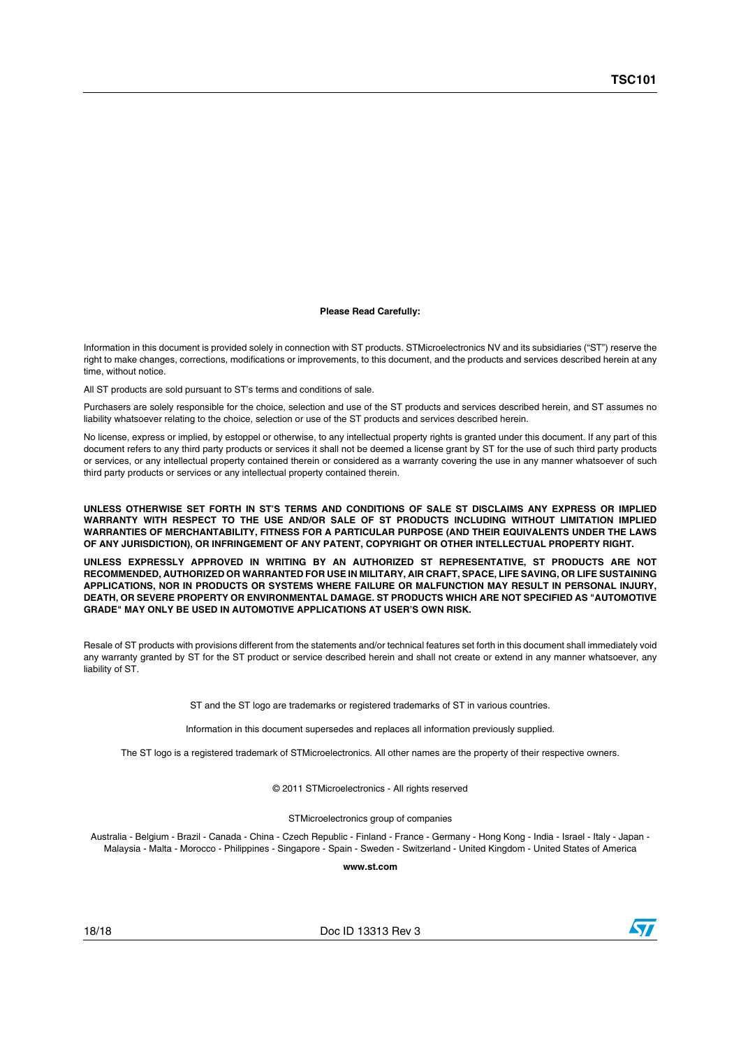**Please Read Carefully:**

Information in this document is provided solely in connection with ST products. STMicroelectronics NV and its subsidiaries ("ST") reserve the right to make changes, corrections, modifications or improvements, to this document, and the products and services described herein at any time, without notice.

All ST products are sold pursuant to ST's terms and conditions of sale.

Purchasers are solely responsible for the choice, selection and use of the ST products and services described herein, and ST assumes no liability whatsoever relating to the choice, selection or use of the ST products and services described herein.

No license, express or implied, by estoppel or otherwise, to any intellectual property rights is granted under this document. If any part of this document refers to any third party products or services it shall not be deemed a license grant by ST for the use of such third party products or services, or any intellectual property contained therein or considered as a warranty covering the use in any manner whatsoever of such third party products or services or any intellectual property contained therein.

**UNLESS OTHERWISE SET FORTH IN ST'S TERMS AND CONDITIONS OF SALE ST DISCLAIMS ANY EXPRESS OR IMPLIED WARRANTY WITH RESPECT TO THE USE AND/OR SALE OF ST PRODUCTS INCLUDING WITHOUT LIMITATION IMPLIED WARRANTIES OF MERCHANTABILITY, FITNESS FOR A PARTICULAR PURPOSE (AND THEIR EQUIVALENTS UNDER THE LAWS OF ANY JURISDICTION), OR INFRINGEMENT OF ANY PATENT, COPYRIGHT OR OTHER INTELLECTUAL PROPERTY RIGHT.**

**UNLESS EXPRESSLY APPROVED IN WRITING BY AN AUTHORIZED ST REPRESENTATIVE, ST PRODUCTS ARE NOT RECOMMENDED, AUTHORIZED OR WARRANTED FOR USE IN MILITARY, AIR CRAFT, SPACE, LIFE SAVING, OR LIFE SUSTAINING APPLICATIONS, NOR IN PRODUCTS OR SYSTEMS WHERE FAILURE OR MALFUNCTION MAY RESULT IN PERSONAL INJURY, DEATH, OR SEVERE PROPERTY OR ENVIRONMENTAL DAMAGE. ST PRODUCTS WHICH ARE NOT SPECIFIED AS "AUTOMOTIVE GRADE" MAY ONLY BE USED IN AUTOMOTIVE APPLICATIONS AT USER'S OWN RISK.**

Resale of ST products with provisions different from the statements and/or technical features set forth in this document shall immediately void any warranty granted by ST for the ST product or service described herein and shall not create or extend in any manner whatsoever, any liability of ST.

ST and the ST logo are trademarks or registered trademarks of ST in various countries.

Information in this document supersedes and replaces all information previously supplied.

The ST logo is a registered trademark of STMicroelectronics. All other names are the property of their respective owners.

© 2011 STMicroelectronics - All rights reserved

STMicroelectronics group of companies

Australia - Belgium - Brazil - Canada - China - Czech Republic - Finland - France - Germany - Hong Kong - India - Israel - Italy - Japan - Malaysia - Malta - Morocco - Philippines - Singapore - Spain - Sweden - Switzerland - United Kingdom - United States of America

**www.st.com**